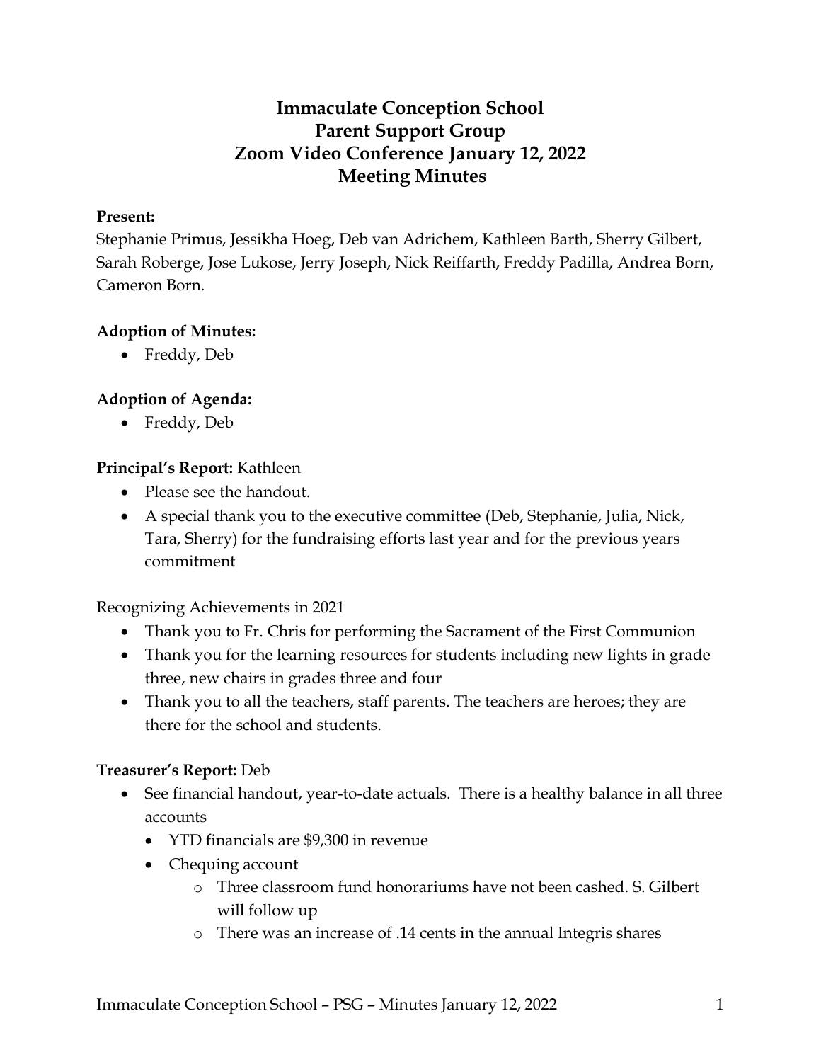# Immaculate Conception School
# Parent Support Group
# Zoom Video Conference January 12, 2022
# Meeting Minutes

**Present:**
Stephanie Primus, Jessikha Hoeg, Deb van Adrichem, Kathleen Barth, Sherry Gilbert, Sarah Roberge, Jose Lukose, Jerry Joseph, Nick Reiffarth, Freddy Padilla, Andrea Born, Cameron Born.

**Adoption of Minutes:**

- Freddy, Deb

**Adoption of Agenda:**

- Freddy, Deb

**Principal's Report:** Kathleen

- Please see the handout.
- A special thank you to the executive committee (Deb, Stephanie, Julia, Nick, Tara, Sherry) for the fundraising efforts last year and for the previous years commitment

Recognizing Achievements in 2021

- Thank you to Fr. Chris for performing the Sacrament of the First Communion
- Thank you for the learning resources for students including new lights in grade three, new chairs in grades three and four
- Thank you to all the teachers, staff parents. The teachers are heroes; they are there for the school and students.

**Treasurer's Report:** Deb

- See financial handout, year-to-date actuals. There is a healthy balance in all three accounts
  - YTD financials are $9,300 in revenue
  - Chequing account
    - Three classroom fund honorariums have not been cashed. S. Gilbert will follow up
    - There was an increase of .14 cents in the annual Integris shares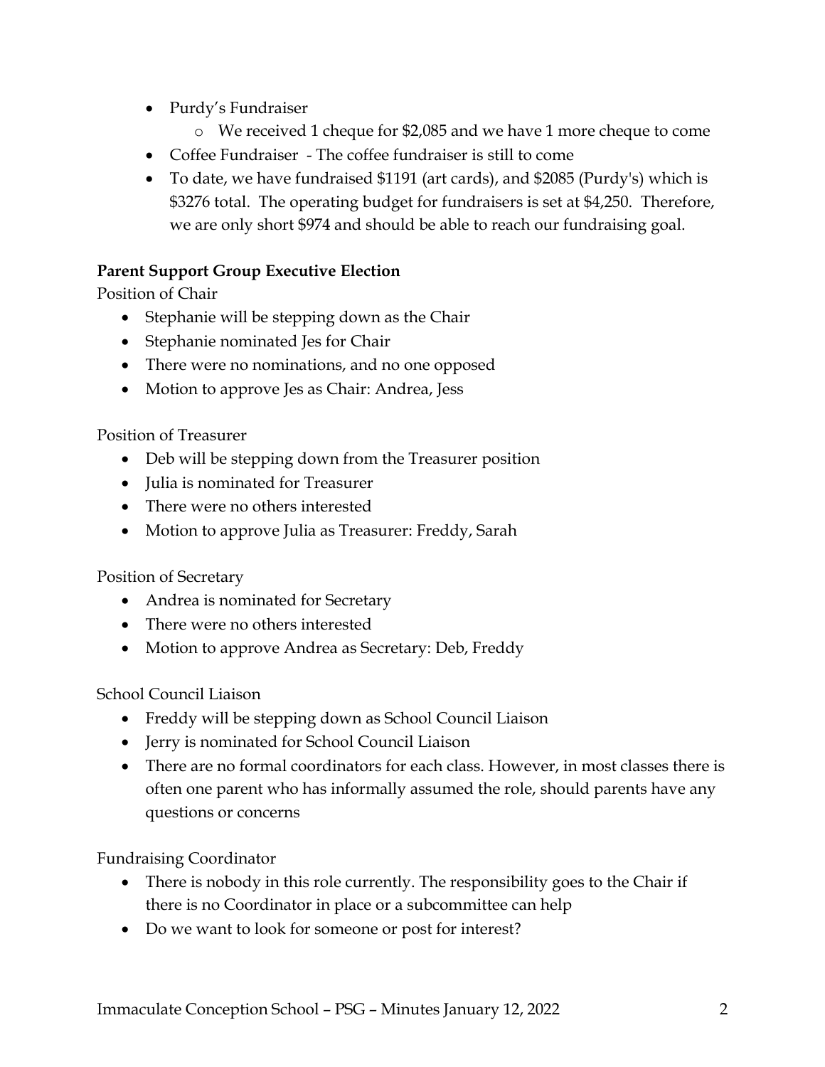- Purdy's Fundraiser
    - We received 1 cheque for $2,085 and we have 1 more cheque to come
- Coffee Fundraiser - The coffee fundraiser is still to come
- To date, we have fundraised $1191 (art cards), and $2085 (Purdy's) which is $3276 total. The operating budget for fundraisers is set at $4,250. Therefore, we are only short $974 and should be able to reach our fundraising goal.

**Parent Support Group Executive Election**

Position of Chair

- Stephanie will be stepping down as the Chair
- Stephanie nominated Jes for Chair
- There were no nominations, and no one opposed
- Motion to approve Jes as Chair: Andrea, Jess

Position of Treasurer

- Deb will be stepping down from the Treasurer position
- Julia is nominated for Treasurer
- There were no others interested
- Motion to approve Julia as Treasurer: Freddy, Sarah

Position of Secretary

- Andrea is nominated for Secretary
- There were no others interested
- Motion to approve Andrea as Secretary: Deb, Freddy

School Council Liaison

- Freddy will be stepping down as School Council Liaison
- Jerry is nominated for School Council Liaison
- There are no formal coordinators for each class. However, in most classes there is often one parent who has informally assumed the role, should parents have any questions or concerns

Fundraising Coordinator

- There is nobody in this role currently. The responsibility goes to the Chair if there is no Coordinator in place or a subcommittee can help
- Do we want to look for someone or post for interest?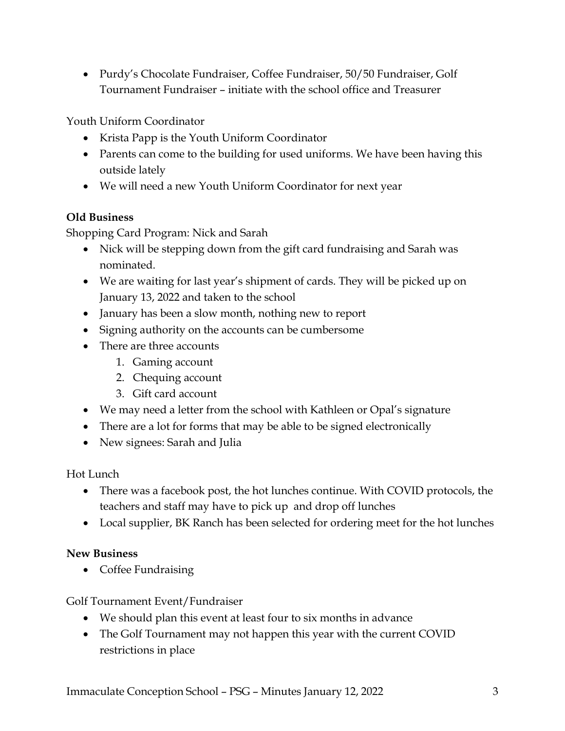- Purdy's Chocolate Fundraiser, Coffee Fundraiser, 50/50 Fundraiser, Golf Tournament Fundraiser – initiate with the school office and Treasurer

Youth Uniform Coordinator

- Krista Papp is the Youth Uniform Coordinator
- Parents can come to the building for used uniforms. We have been having this outside lately
- We will need a new Youth Uniform Coordinator for next year

**Old Business**

Shopping Card Program: Nick and Sarah

- Nick will be stepping down from the gift card fundraising and Sarah was nominated.
- We are waiting for last year's shipment of cards. They will be picked up on January 13, 2022 and taken to the school
- January has been a slow month, nothing new to report
- Signing authority on the accounts can be cumbersome
- There are three accounts
    1. Gaming account
    2. Chequing account
    3. Gift card account
- We may need a letter from the school with Kathleen or Opal's signature
- There are a lot for forms that may be able to be signed electronically
- New signees: Sarah and Julia

Hot Lunch

- There was a facebook post, the hot lunches continue. With COVID protocols, the teachers and staff may have to pick up and drop off lunches
- Local supplier, BK Ranch has been selected for ordering meet for the hot lunches

**New Business**

- Coffee Fundraising

Golf Tournament Event/Fundraiser

- We should plan this event at least four to six months in advance
- The Golf Tournament may not happen this year with the current COVID restrictions in place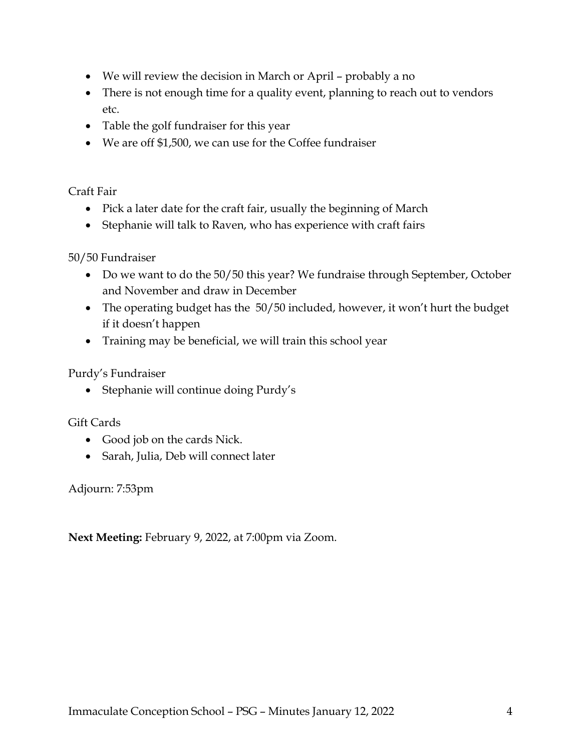- We will review the decision in March or April – probably a no
- There is not enough time for a quality event, planning to reach out to vendors etc.
- Table the golf fundraiser for this year
- We are off $1,500, we can use for the Coffee fundraiser

Craft Fair

- Pick a later date for the craft fair, usually the beginning of March
- Stephanie will talk to Raven, who has experience with craft fairs

50/50 Fundraiser

- Do we want to do the 50/50 this year? We fundraise through September, October and November and draw in December
- The operating budget has the 50/50 included, however, it won't hurt the budget if it doesn't happen
- Training may be beneficial, we will train this school year

Purdy's Fundraiser

- Stephanie will continue doing Purdy's

Gift Cards

- Good job on the cards Nick.
- Sarah, Julia, Deb will connect later

Adjourn: 7:53pm

**Next Meeting:** February 9, 2022, at 7:00pm via Zoom.